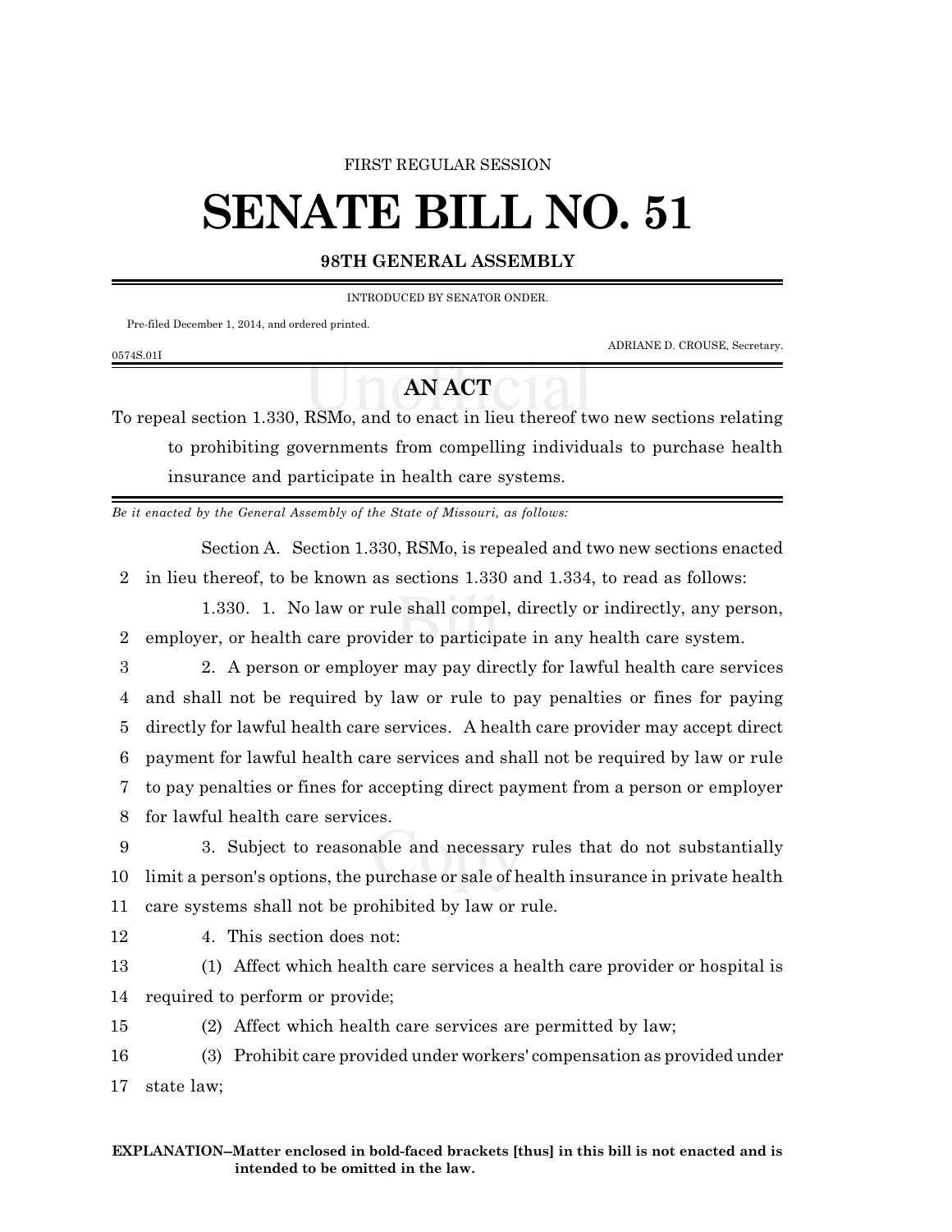FIRST REGULAR SESSION

# SENATE BILL NO. 51

**98TH GENERAL ASSEMBLY**

INTRODUCED BY SENATOR ONDER.

Pre-filed December 1, 2014, and ordered printed.

ADRIANE D. CROUSE, Secretary.

0574S.01I

## AN ACT

To repeal section 1.330, RSMo, and to enact in lieu thereof two new sections relating to prohibiting governments from compelling individuals to purchase health insurance and participate in health care systems.

*Be it enacted by the General Assembly of the State of Missouri, as follows:*

Section A. Section 1.330, RSMo, is repealed and two new sections enacted in lieu thereof, to be known as sections 1.330 and 1.334, to read as follows:

1.330. 1. No law or rule shall compel, directly or indirectly, any person, employer, or health care provider to participate in any health care system.

2. A person or employer may pay directly for lawful health care services and shall not be required by law or rule to pay penalties or fines for paying directly for lawful health care services. A health care provider may accept direct payment for lawful health care services and shall not be required by law or rule to pay penalties or fines for accepting direct payment from a person or employer for lawful health care services.

3. Subject to reasonable and necessary rules that do not substantially limit a person's options, the purchase or sale of health insurance in private health care systems shall not be prohibited by law or rule.

4. This section does not:

(1) Affect which health care services a health care provider or hospital is required to perform or provide;

(2) Affect which health care services are permitted by law;

(3) Prohibit care provided under workers' compensation as provided under state law;

**EXPLANATION–Matter enclosed in bold-faced brackets [thus] in this bill is not enacted and is intended to be omitted in the law.**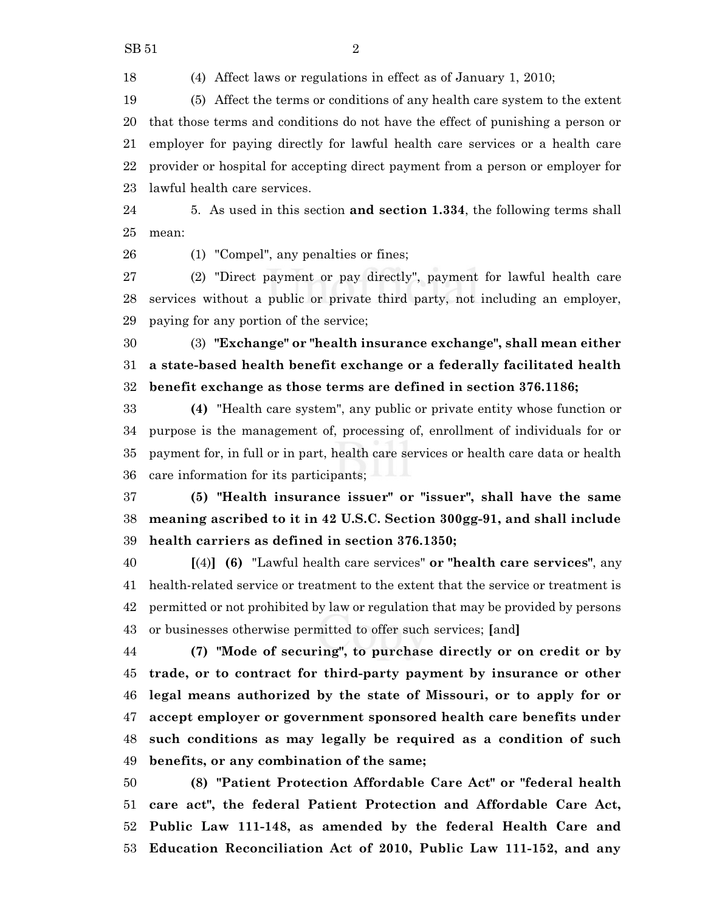(4) Affect laws or regulations in effect as of January 1, 2010;

(5) Affect the terms or conditions of any health care system to the extent that those terms and conditions do not have the effect of punishing a person or employer for paying directly for lawful health care services or a health care provider or hospital for accepting direct payment from a person or employer for lawful health care services.

5. As used in this section **and section 1.334**, the following terms shall mean:

(1) "Compel", any penalties or fines;

(2) "Direct payment or pay directly", payment for lawful health care services without a public or private third party, not including an employer, paying for any portion of the service;

(3) **"Exchange" or "health insurance exchange", shall mean either a state-based health benefit exchange or a federally facilitated health benefit exchange as those terms are defined in section 376.1186;**

**(4)** "Health care system", any public or private entity whose function or purpose is the management of, processing of, enrollment of individuals for or payment for, in full or in part, health care services or health care data or health care information for its participants;

**(5) "Health insurance issuer" or "issuer", shall have the same meaning ascribed to it in 42 U.S.C. Section 300gg-91, and shall include health carriers as defined in section 376.1350;**

**[**(4)**] (6)** "Lawful health care services" **or "health care services"**, any health-related service or treatment to the extent that the service or treatment is permitted or not prohibited by law or regulation that may be provided by persons or businesses otherwise permitted to offer such services; **[**and**]**

**(7) "Mode of securing", to purchase directly or on credit or by trade, or to contract for third-party payment by insurance or other legal means authorized by the state of Missouri, or to apply for or accept employer or government sponsored health care benefits under such conditions as may legally be required as a condition of such benefits, or any combination of the same;**

**(8) "Patient Protection Affordable Care Act" or "federal health care act", the federal Patient Protection and Affordable Care Act, Public Law 111-148, as amended by the federal Health Care and Education Reconciliation Act of 2010, Public Law 111-152, and any**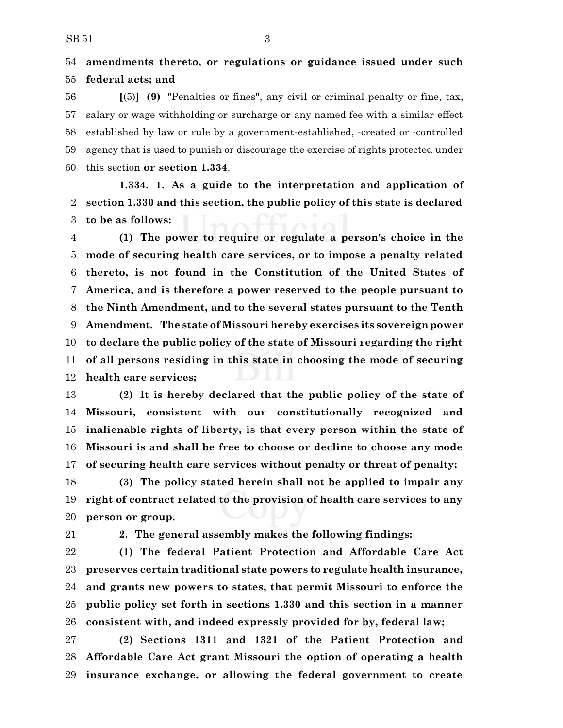**amendments thereto, or regulations or guidance issued under such federal acts; and**

[(5)] **(9)** "Penalties or fines", any civil or criminal penalty or fine, tax, salary or wage withholding or surcharge or any named fee with a similar effect established by law or rule by a government-established, -created or -controlled agency that is used to punish or discourage the exercise of rights protected under this section **or section 1.334**.

**1.334. 1. As a guide to the interpretation and application of section 1.330 and this section, the public policy of this state is declared to be as follows:**

**(1) The power to require or regulate a person's choice in the mode of securing health care services, or to impose a penalty related thereto, is not found in the Constitution of the United States of America, and is therefore a power reserved to the people pursuant to the Ninth Amendment, and to the several states pursuant to the Tenth Amendment. The state of Missouri hereby exercises its sovereign power to declare the public policy of the state of Missouri regarding the right of all persons residing in this state in choosing the mode of securing health care services;**

**(2) It is hereby declared that the public policy of the state of Missouri, consistent with our constitutionally recognized and inalienable rights of liberty, is that every person within the state of Missouri is and shall be free to choose or decline to choose any mode of securing health care services without penalty or threat of penalty;**

**(3) The policy stated herein shall not be applied to impair any right of contract related to the provision of health care services to any person or group.**

**2. The general assembly makes the following findings:**

**(1) The federal Patient Protection and Affordable Care Act preserves certain traditional state powers to regulate health insurance, and grants new powers to states, that permit Missouri to enforce the public policy set forth in sections 1.330 and this section in a manner consistent with, and indeed expressly provided for by, federal law;**

**(2) Sections 1311 and 1321 of the Patient Protection and Affordable Care Act grant Missouri the option of operating a health insurance exchange, or allowing the federal government to create**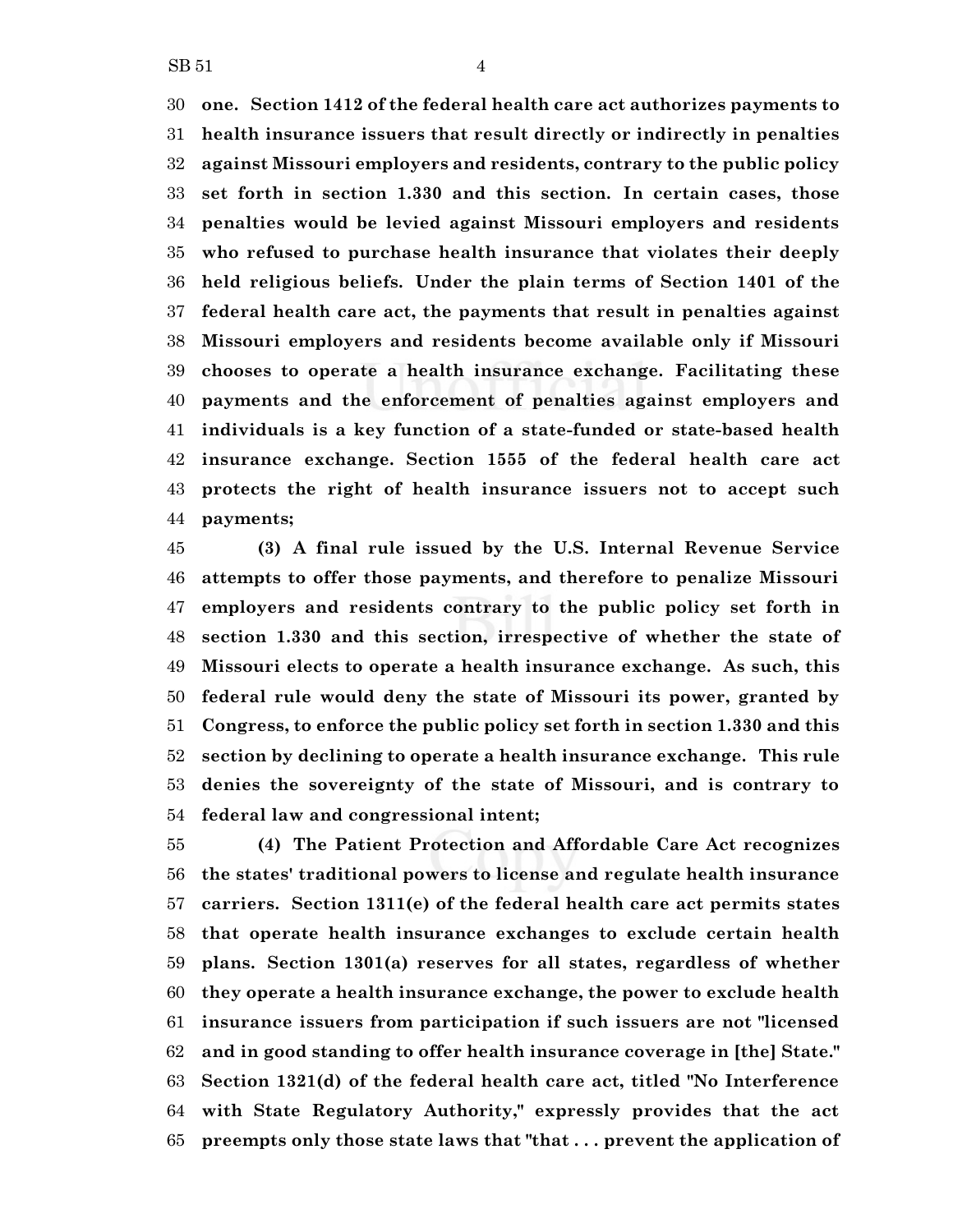**one. Section 1412 of the federal health care act authorizes payments to health insurance issuers that result directly or indirectly in penalties against Missouri employers and residents, contrary to the public policy set forth in section 1.330 and this section. In certain cases, those penalties would be levied against Missouri employers and residents who refused to purchase health insurance that violates their deeply held religious beliefs. Under the plain terms of Section 1401 of the federal health care act, the payments that result in penalties against Missouri employers and residents become available only if Missouri chooses to operate a health insurance exchange. Facilitating these payments and the enforcement of penalties against employers and individuals is a key function of a state-funded or state-based health insurance exchange. Section 1555 of the federal health care act protects the right of health insurance issuers not to accept such payments;**

**(3) A final rule issued by the U.S. Internal Revenue Service attempts to offer those payments, and therefore to penalize Missouri employers and residents contrary to the public policy set forth in section 1.330 and this section, irrespective of whether the state of Missouri elects to operate a health insurance exchange. As such, this federal rule would deny the state of Missouri its power, granted by Congress, to enforce the public policy set forth in section 1.330 and this section by declining to operate a health insurance exchange. This rule denies the sovereignty of the state of Missouri, and is contrary to federal law and congressional intent;**

**(4) The Patient Protection and Affordable Care Act recognizes the states' traditional powers to license and regulate health insurance carriers. Section 1311(e) of the federal health care act permits states that operate health insurance exchanges to exclude certain health plans. Section 1301(a) reserves for all states, regardless of whether they operate a health insurance exchange, the power to exclude health insurance issuers from participation if such issuers are not "licensed and in good standing to offer health insurance coverage in [the] State." Section 1321(d) of the federal health care act, titled "No Interference with State Regulatory Authority," expressly provides that the act preempts only those state laws that "that . . . prevent the application of**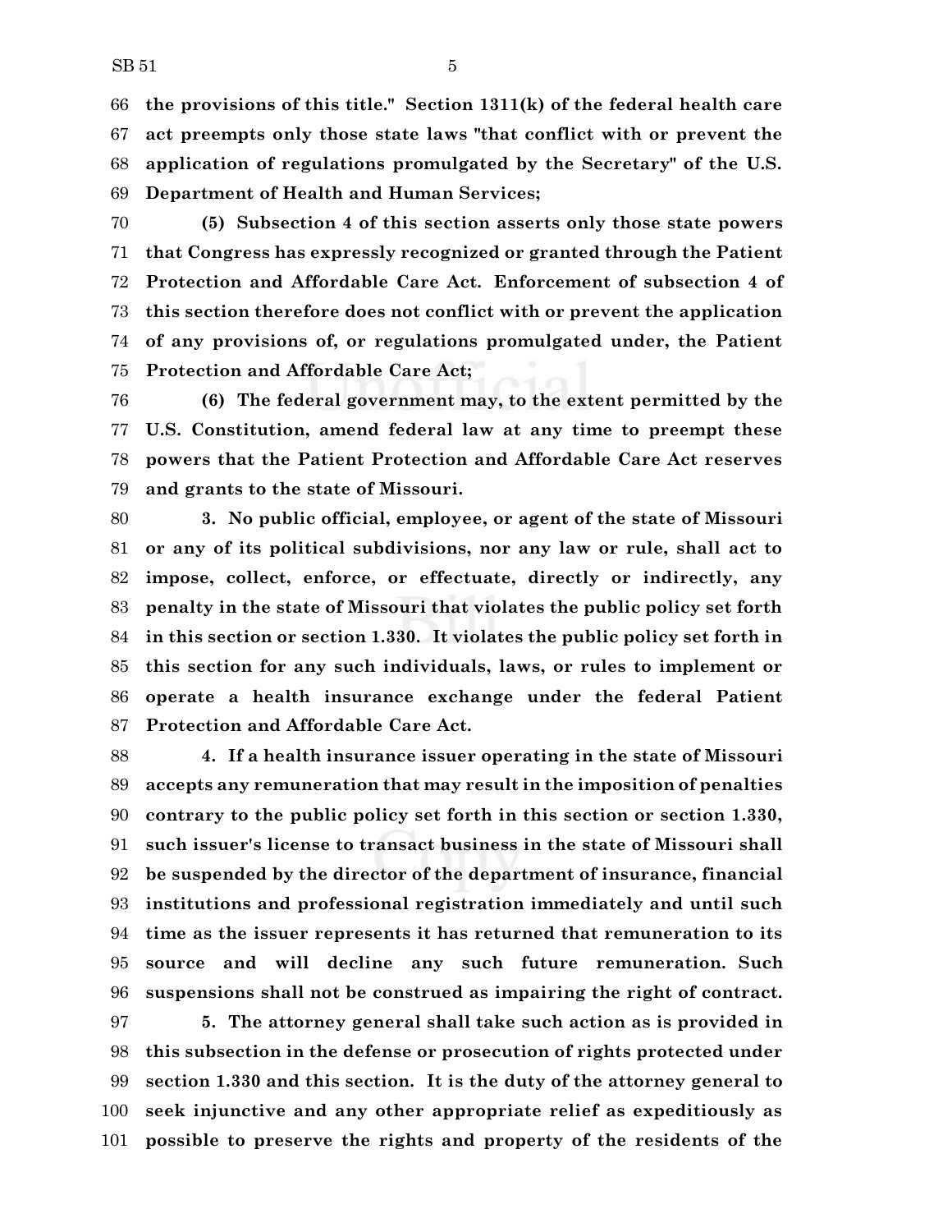**the provisions of this title." Section 1311(k) of the federal health care act preempts only those state laws "that conflict with or prevent the application of regulations promulgated by the Secretary" of the U.S. Department of Health and Human Services;**

**(5) Subsection 4 of this section asserts only those state powers that Congress has expressly recognized or granted through the Patient Protection and Affordable Care Act. Enforcement of subsection 4 of this section therefore does not conflict with or prevent the application of any provisions of, or regulations promulgated under, the Patient Protection and Affordable Care Act;**

**(6) The federal government may, to the extent permitted by the U.S. Constitution, amend federal law at any time to preempt these powers that the Patient Protection and Affordable Care Act reserves and grants to the state of Missouri.**

**3. No public official, employee, or agent of the state of Missouri or any of its political subdivisions, nor any law or rule, shall act to impose, collect, enforce, or effectuate, directly or indirectly, any penalty in the state of Missouri that violates the public policy set forth in this section or section 1.330. It violates the public policy set forth in this section for any such individuals, laws, or rules to implement or operate a health insurance exchange under the federal Patient Protection and Affordable Care Act.**

**4. If a health insurance issuer operating in the state of Missouri accepts any remuneration that may result in the imposition of penalties contrary to the public policy set forth in this section or section 1.330, such issuer's license to transact business in the state of Missouri shall be suspended by the director of the department of insurance, financial institutions and professional registration immediately and until such time as the issuer represents it has returned that remuneration to its source and will decline any such future remuneration. Such suspensions shall not be construed as impairing the right of contract.**

**5. The attorney general shall take such action as is provided in this subsection in the defense or prosecution of rights protected under section 1.330 and this section. It is the duty of the attorney general to seek injunctive and any other appropriate relief as expeditiously as possible to preserve the rights and property of the residents of the**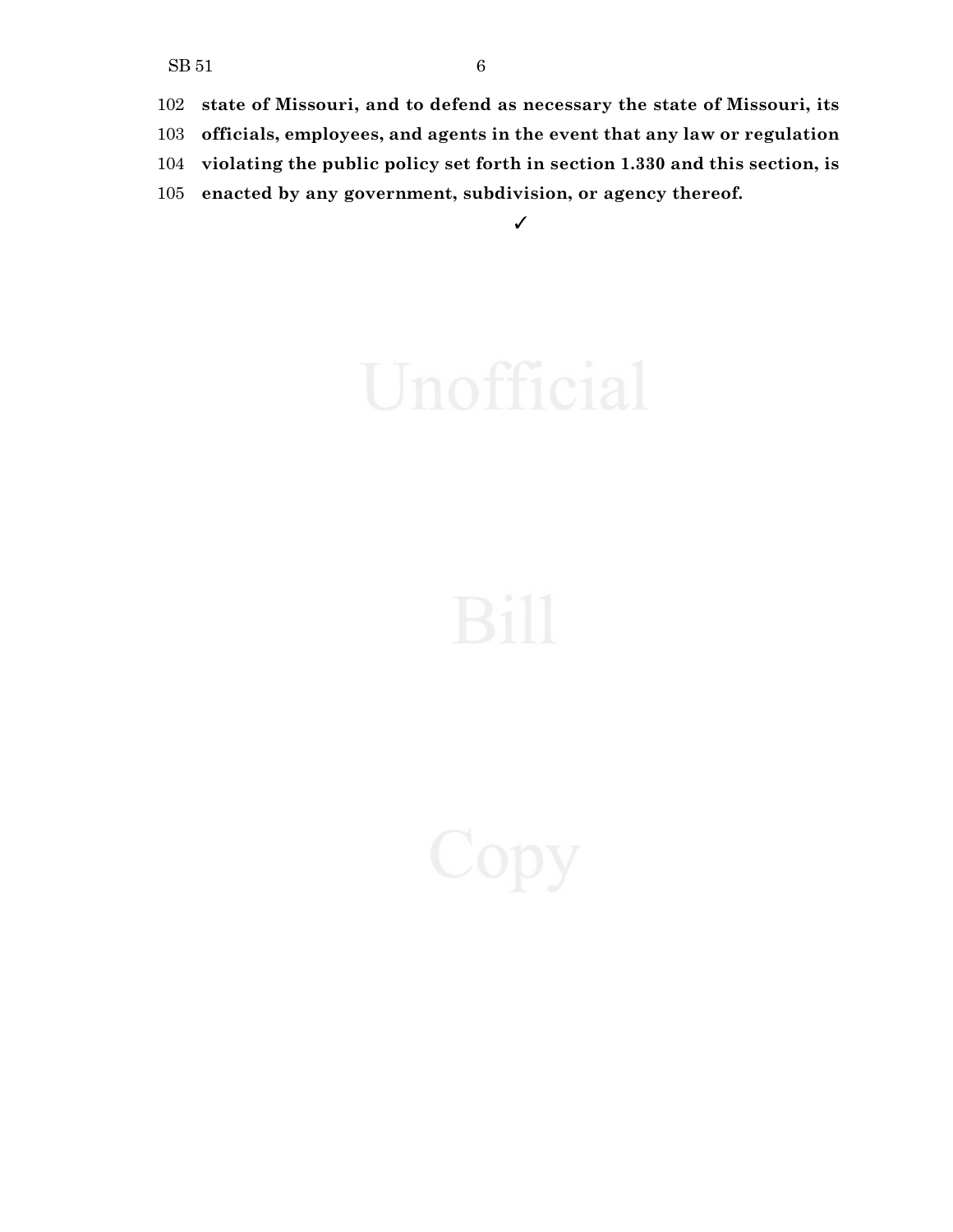102 **state of Missouri, and to defend as necessary the state of Missouri, its**
103 **officials, employees, and agents in the event that any law or regulation**
104 **violating the public policy set forth in section 1.330 and this section, is**
105 **enacted by any government, subdivision, or agency thereof.**

✓